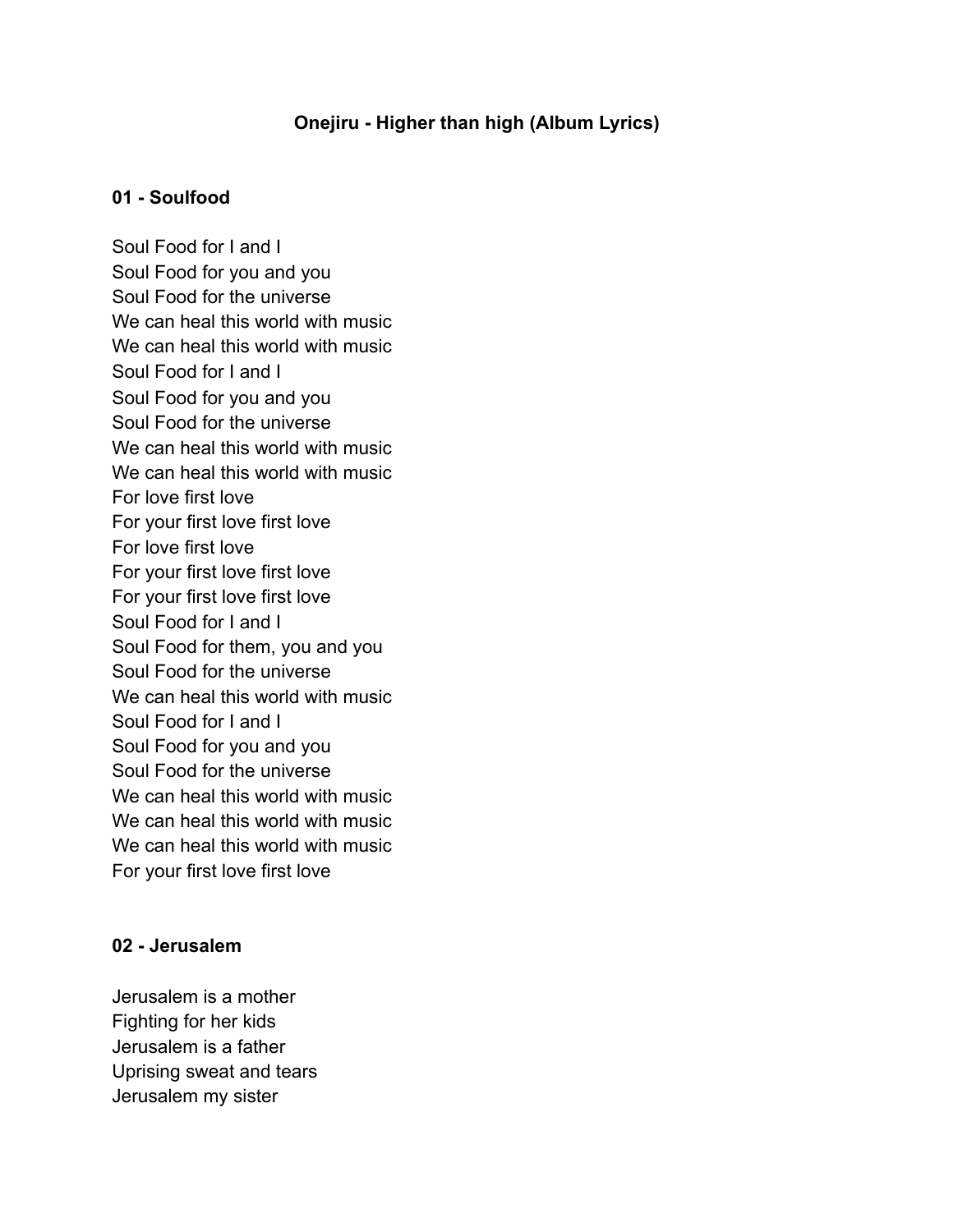# Onejiru - Higher than high (Album Lyrics)

### 01 - Soulfood

Soul Food for I and I
Soul Food for you and you
Soul Food for the universe
We can heal this world with music
We can heal this world with music
Soul Food for I and I
Soul Food for you and you
Soul Food for the universe
We can heal this world with music
We can heal this world with music
For love first love
For your first love first love
For love first love
For your first love first love
For your first love first love
Soul Food for I and I
Soul Food for them, you and you
Soul Food for the universe
We can heal this world with music
Soul Food for I and I
Soul Food for you and you
Soul Food for the universe
We can heal this world with music
We can heal this world with music
We can heal this world with music
For your first love first love

### 02 - Jerusalem

Jerusalem is a mother
Fighting for her kids
Jerusalem is a father
Uprising sweat and tears
Jerusalem my sister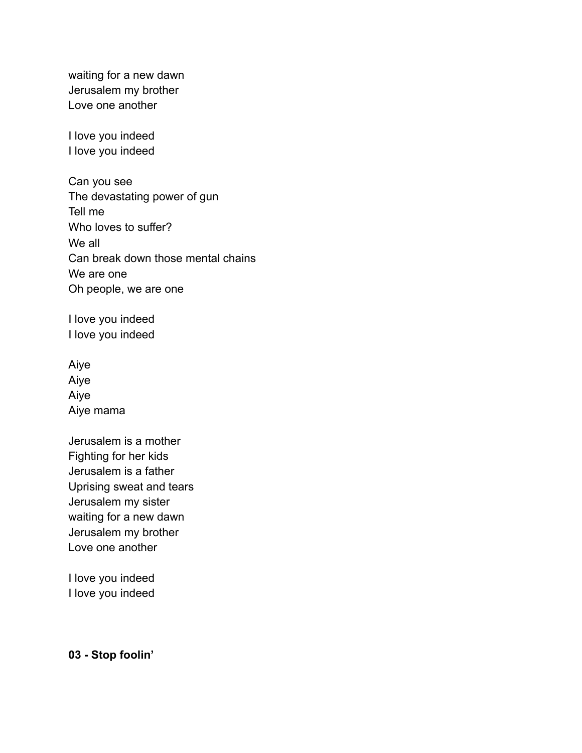waiting for a new dawn
Jerusalem my brother
Love one another

I love you indeed
I love you indeed

Can you see
The devastating power of gun
Tell me
Who loves to suffer?
We all
Can break down those mental chains
We are one
Oh people, we are one

I love you indeed
I love you indeed

Aiye
Aiye
Aiye
Aiye mama

Jerusalem is a mother
Fighting for her kids
Jerusalem is a father
Uprising sweat and tears
Jerusalem my sister
waiting for a new dawn
Jerusalem my brother
Love one another

I love you indeed
I love you indeed

**03 - Stop foolin'**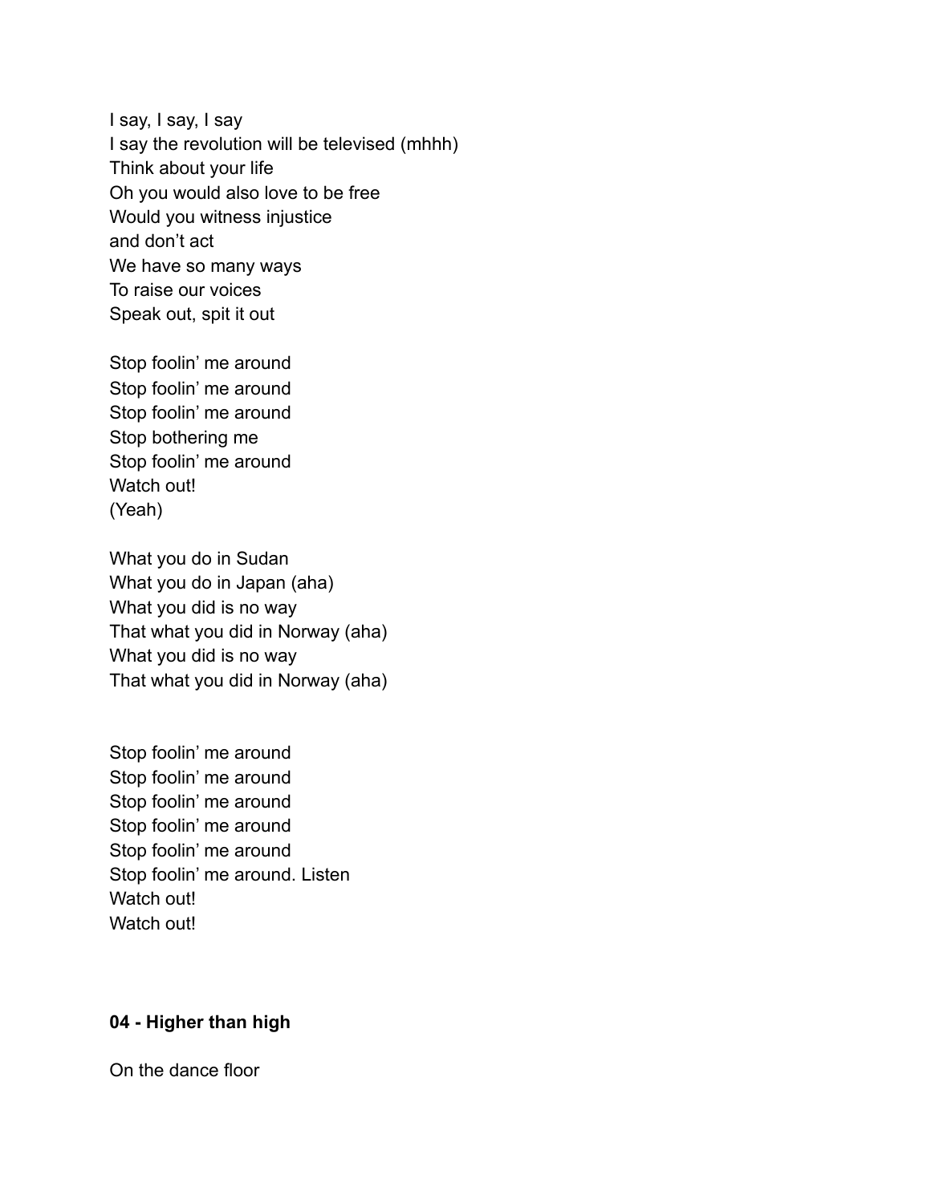I say, I say, I say
I say the revolution will be televised (mhhh)
Think about your life
Oh you would also love to be free
Would you witness injustice
and don't act
We have so many ways
To raise our voices
Speak out, spit it out

Stop foolin' me around
Stop foolin' me around
Stop foolin' me around
Stop bothering me
Stop foolin' me around
Watch out!
(Yeah)

What you do in Sudan
What you do in Japan (aha)
What you did is no way
That what you did in Norway (aha)
What you did is no way
That what you did in Norway (aha)

Stop foolin' me around
Stop foolin' me around
Stop foolin' me around
Stop foolin' me around
Stop foolin' me around
Stop foolin' me around. Listen
Watch out!
Watch out!

**04 - Higher than high**

On the dance floor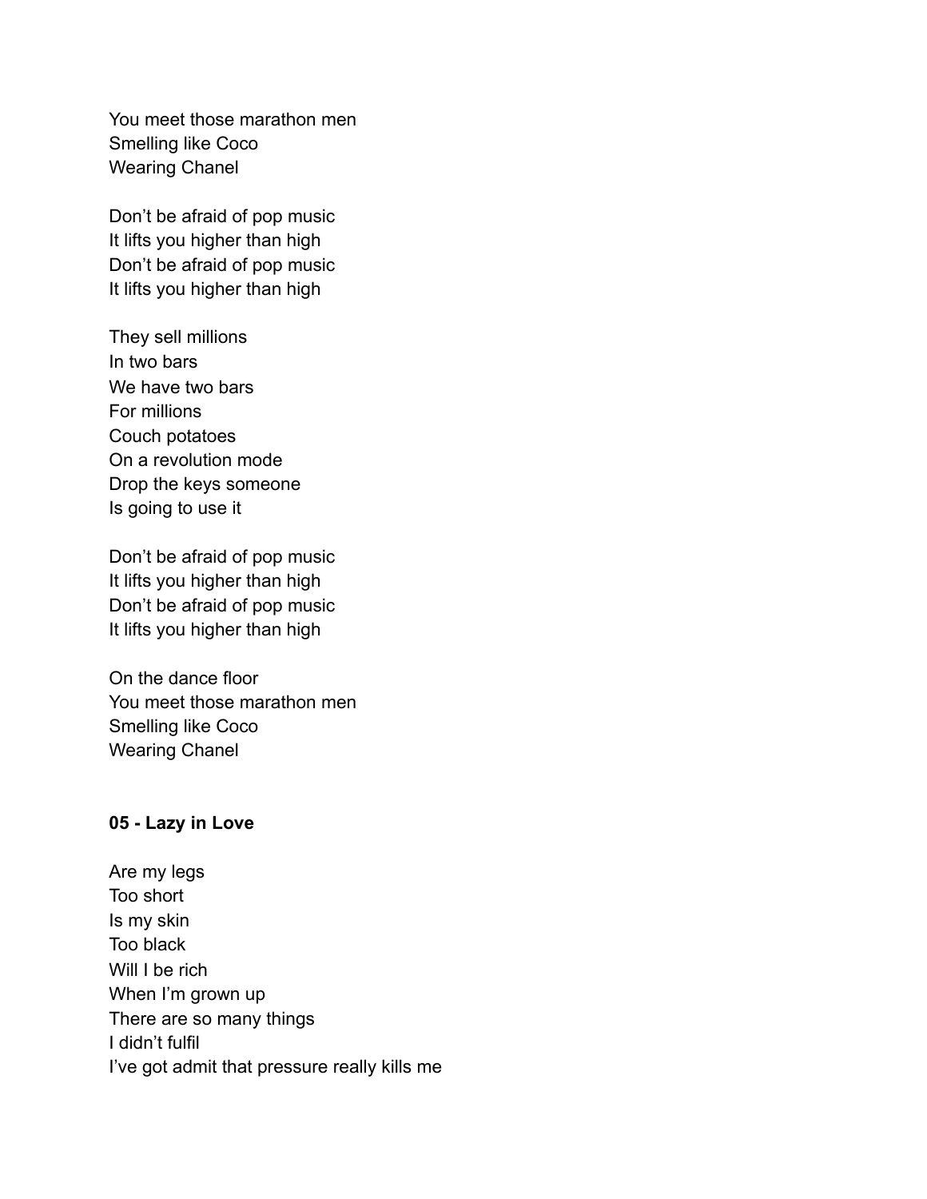You meet those marathon men
Smelling like Coco
Wearing Chanel

Don't be afraid of pop music
It lifts you higher than high
Don't be afraid of pop music
It lifts you higher than high

They sell millions
In two bars
We have two bars
For millions
Couch potatoes
On a revolution mode
Drop the keys someone
Is going to use it

Don't be afraid of pop music
It lifts you higher than high
Don't be afraid of pop music
It lifts you higher than high

On the dance floor
You meet those marathon men
Smelling like Coco
Wearing Chanel

**05 - Lazy in Love**

Are my legs
Too short
Is my skin
Too black
Will I be rich
When I'm grown up
There are so many things
I didn't fulfil
I've got admit that pressure really kills me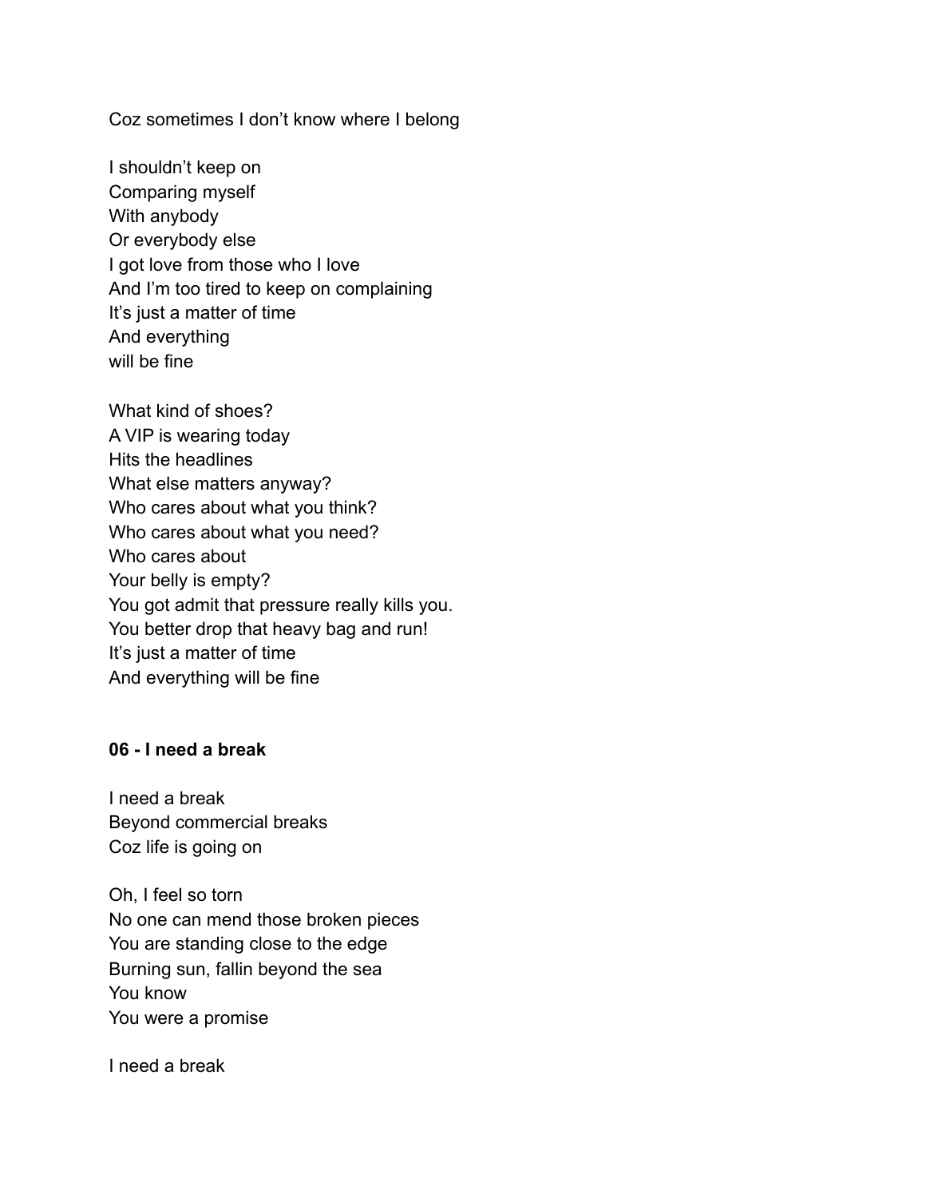Coz sometimes I don't know where I belong

I shouldn't keep on  
Comparing myself  
With anybody  
Or everybody else  
I got love from those who I love  
And I'm too tired to keep on complaining  
It's just a matter of time  
And everything  
will be fine

What kind of shoes?  
A VIP is wearing today  
Hits the headlines  
What else matters anyway?  
Who cares about what you think?  
Who cares about what you need?  
Who cares about  
Your belly is empty?  
You got admit that pressure really kills you.  
You better drop that heavy bag and run!  
It's just a matter of time  
And everything will be fine

**06 - I need a break**

I need a break  
Beyond commercial breaks  
Coz life is going on

Oh, I feel so torn  
No one can mend those broken pieces  
You are standing close to the edge  
Burning sun, fallin beyond the sea  
You know  
You were a promise

I need a break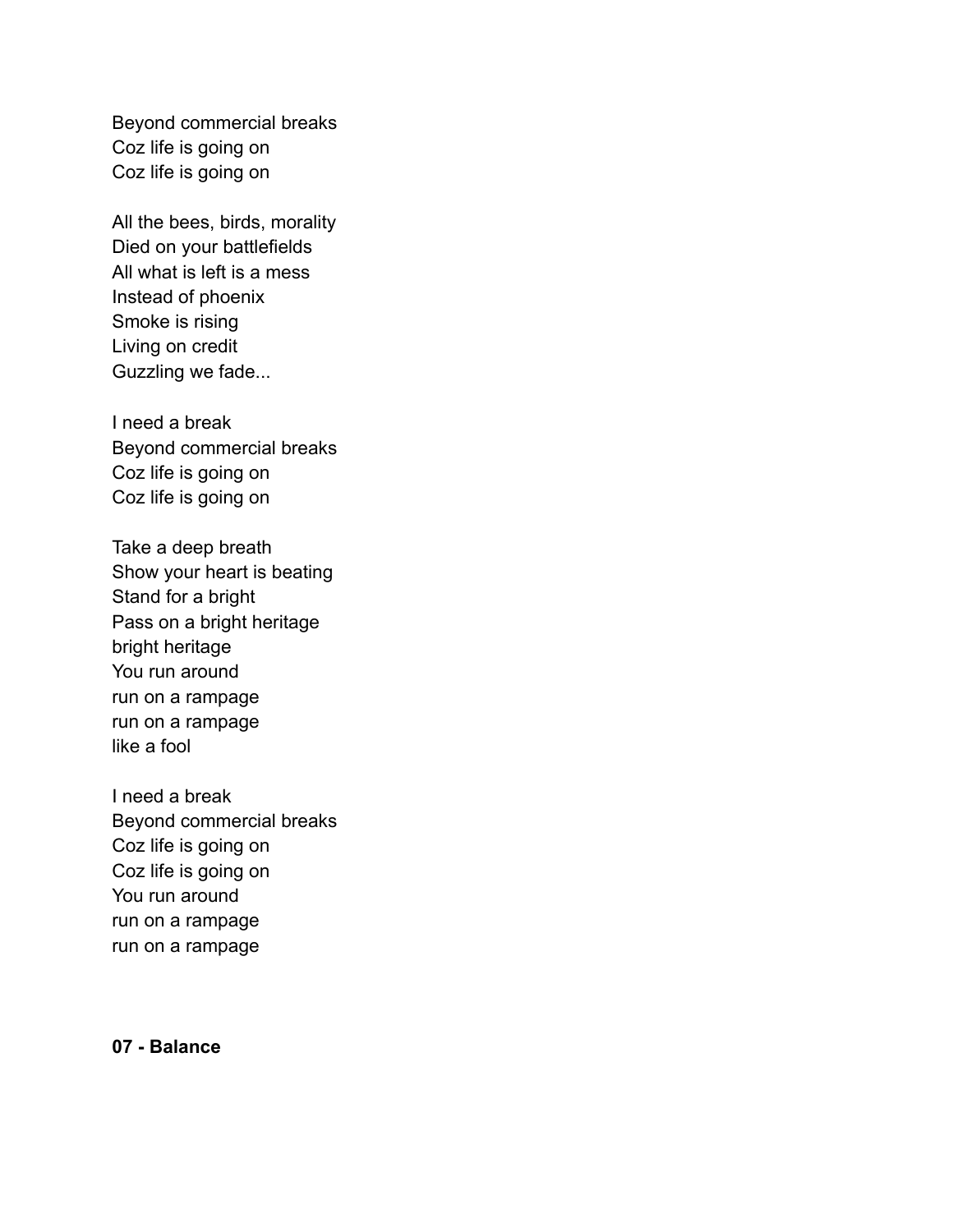Beyond commercial breaks
Coz life is going on
Coz life is going on

All the bees, birds, morality
Died on your battlefields
All what is left is a mess
Instead of phoenix
Smoke is rising
Living on credit
Guzzling we fade...

I need a break
Beyond commercial breaks
Coz life is going on
Coz life is going on

Take a deep breath
Show your heart is beating
Stand for a bright
Pass on a bright heritage
bright heritage
You run around
run on a rampage
run on a rampage
like a fool

I need a break
Beyond commercial breaks
Coz life is going on
Coz life is going on
You run around
run on a rampage
run on a rampage

**07 - Balance**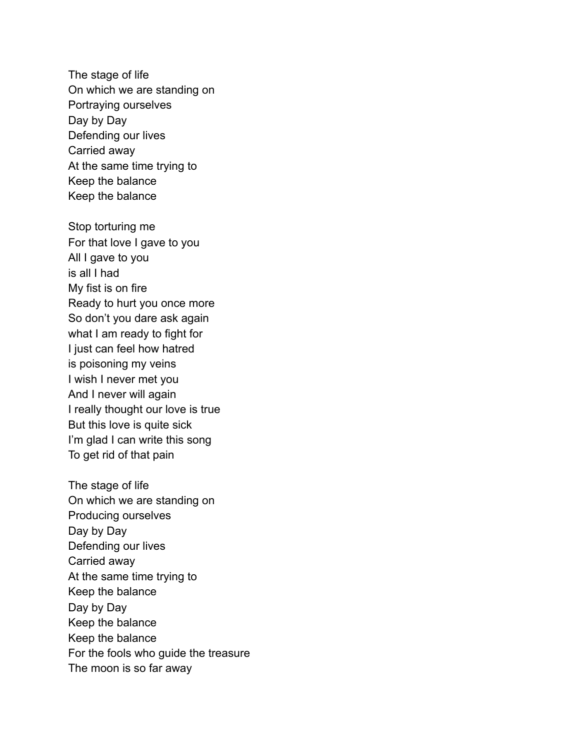The stage of life
On which we are standing on
Portraying ourselves
Day by Day
Defending our lives
Carried away
At the same time trying to
Keep the balance
Keep the balance

Stop torturing me
For that love I gave to you
All I gave to you
is all I had
My fist is on fire
Ready to hurt you once more
So don't you dare ask again
what I am ready to fight for
I just can feel how hatred
is poisoning my veins
I wish I never met you
And I never will again
I really thought our love is true
But this love is quite sick
I'm glad I can write this song
To get rid of that pain

The stage of life
On which we are standing on
Producing ourselves
Day by Day
Defending our lives
Carried away
At the same time trying to
Keep the balance
Day by Day
Keep the balance
Keep the balance
For the fools who guide the treasure
The moon is so far away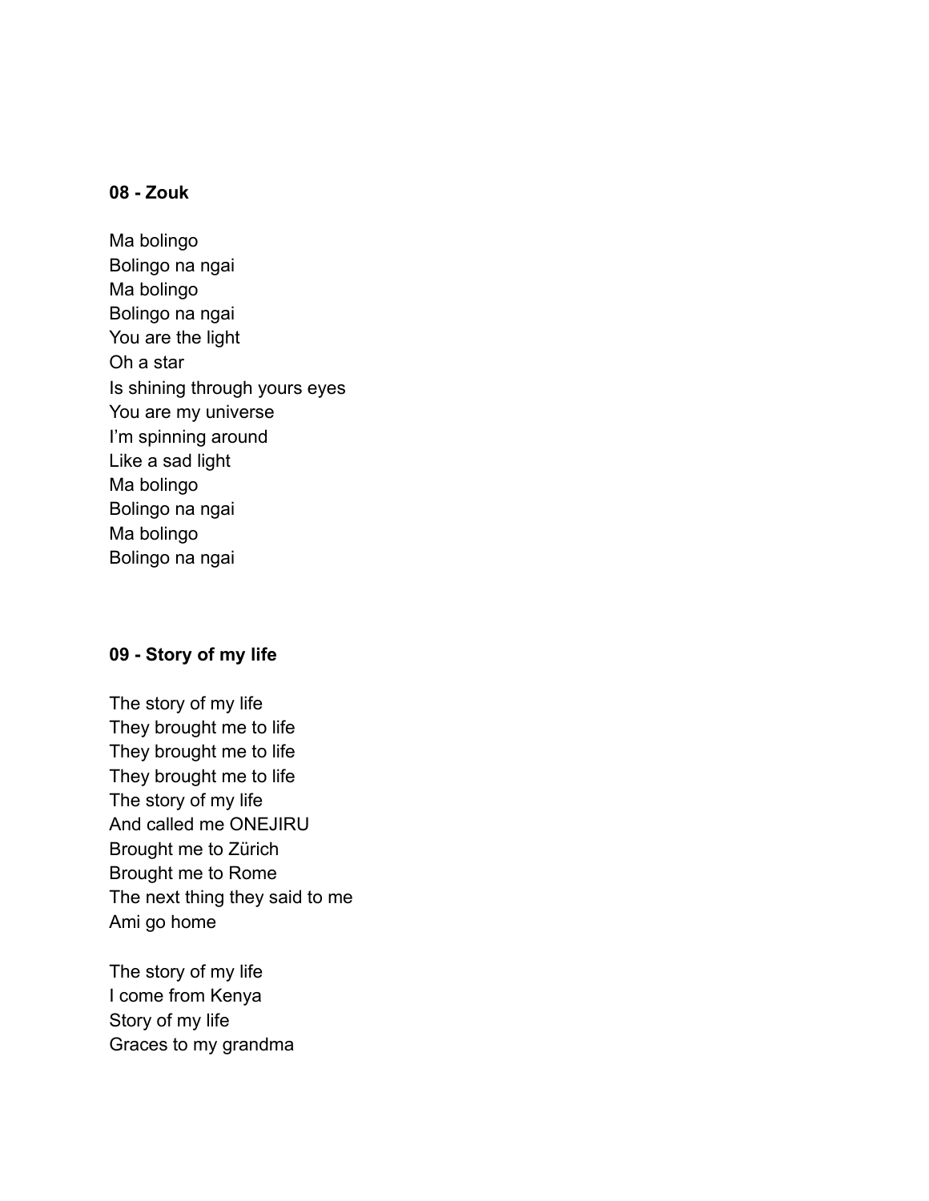**08 - Zouk**

Ma bolingo  
Bolingo na ngai  
Ma bolingo  
Bolingo na ngai  
You are the light  
Oh a star  
Is shining through yours eyes  
You are my universe  
I'm spinning around  
Like a sad light  
Ma bolingo  
Bolingo na ngai  
Ma bolingo  
Bolingo na ngai

**09 - Story of my life**

The story of my life  
They brought me to life  
They brought me to life  
They brought me to life  
The story of my life  
And called me ONEJIRU  
Brought me to Zürich  
Brought me to Rome  
The next thing they said to me  
Ami go home

The story of my life  
I come from Kenya  
Story of my life  
Graces to my grandma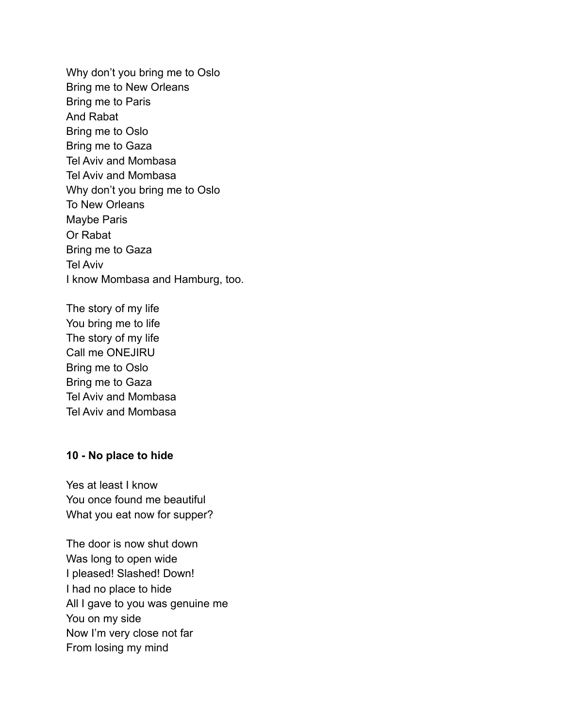Why don't you bring me to Oslo
Bring me to New Orleans
Bring me to Paris
And Rabat
Bring me to Oslo
Bring me to Gaza
Tel Aviv and Mombasa
Tel Aviv and Mombasa
Why don't you bring me to Oslo
To New Orleans
Maybe Paris
Or Rabat
Bring me to Gaza
Tel Aviv
I know Mombasa and Hamburg, too.

The story of my life
You bring me to life
The story of my life
Call me ONEJIRU
Bring me to Oslo
Bring me to Gaza
Tel Aviv and Mombasa
Tel Aviv and Mombasa

**10 - No place to hide**

Yes at least I know
You once found me beautiful
What you eat now for supper?

The door is now shut down
Was long to open wide
I pleased! Slashed! Down!
I had no place to hide
All I gave to you was genuine me
You on my side
Now I'm very close not far
From losing my mind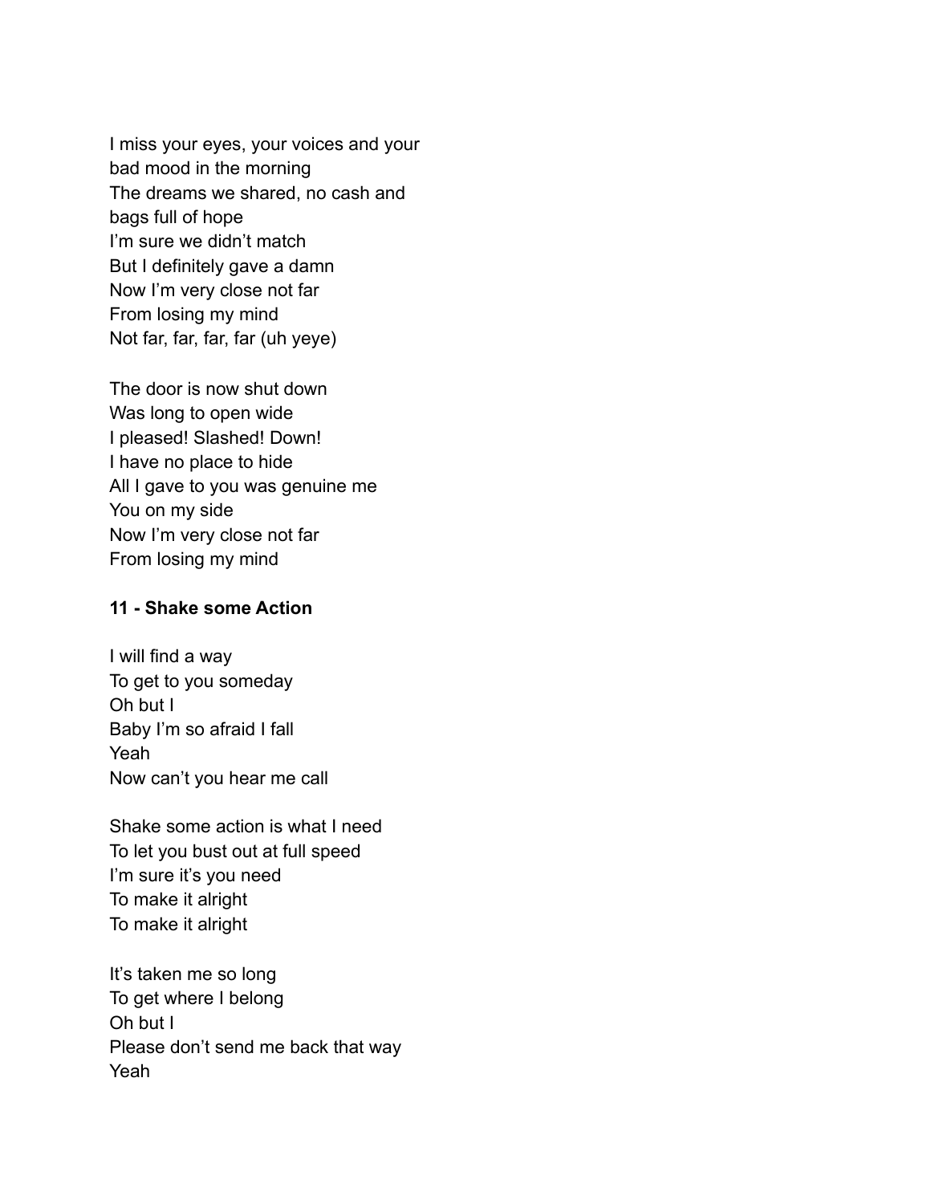I miss your eyes, your voices and your
bad mood in the morning
The dreams we shared, no cash and
bags full of hope
I'm sure we didn't match
But I definitely gave a damn
Now I'm very close not far
From losing my mind
Not far, far, far, far (uh yeye)

The door is now shut down
Was long to open wide
I pleased! Slashed! Down!
I have no place to hide
All I gave to you was genuine me
You on my side
Now I'm very close not far
From losing my mind

**11 - Shake some Action**

I will find a way
To get to you someday
Oh but I
Baby I'm so afraid I fall
Yeah
Now can't you hear me call

Shake some action is what I need
To let you bust out at full speed
I'm sure it's you need
To make it alright
To make it alright

It's taken me so long
To get where I belong
Oh but I
Please don't send me back that way
Yeah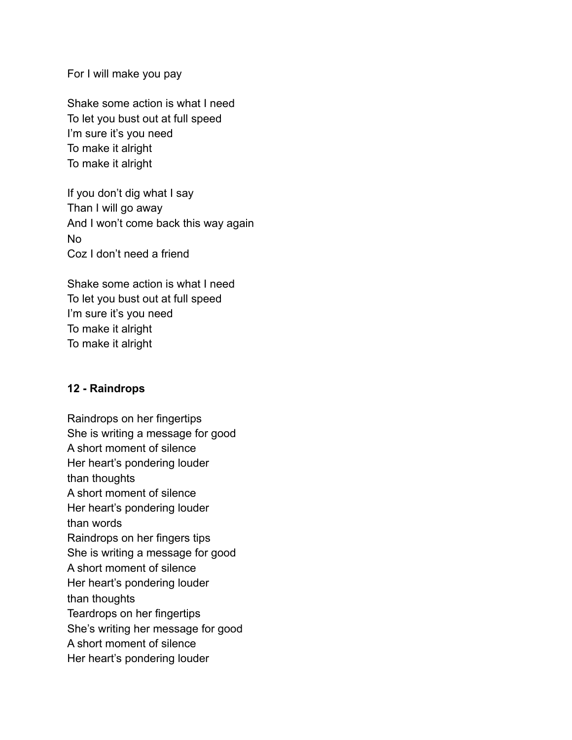For I will make you pay

Shake some action is what I need
To let you bust out at full speed
I'm sure it's you need
To make it alright
To make it alright

If you don't dig what I say
Than I will go away
And I won't come back this way again
No
Coz I don't need a friend

Shake some action is what I need
To let you bust out at full speed
I'm sure it's you need
To make it alright
To make it alright

**12 - Raindrops**

Raindrops on her fingertips
She is writing a message for good
A short moment of silence
Her heart's pondering louder
than thoughts
A short moment of silence
Her heart's pondering louder
than words
Raindrops on her fingers tips
She is writing a message for good
A short moment of silence
Her heart's pondering louder
than thoughts
Teardrops on her fingertips
She's writing her message for good
A short moment of silence
Her heart's pondering louder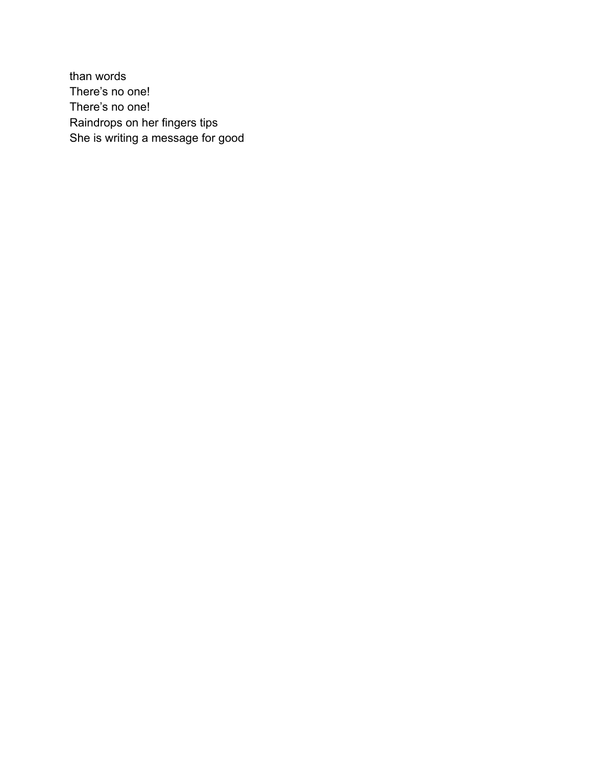than words
There’s no one!
There’s no one!
Raindrops on her fingers tips
She is writing a message for good